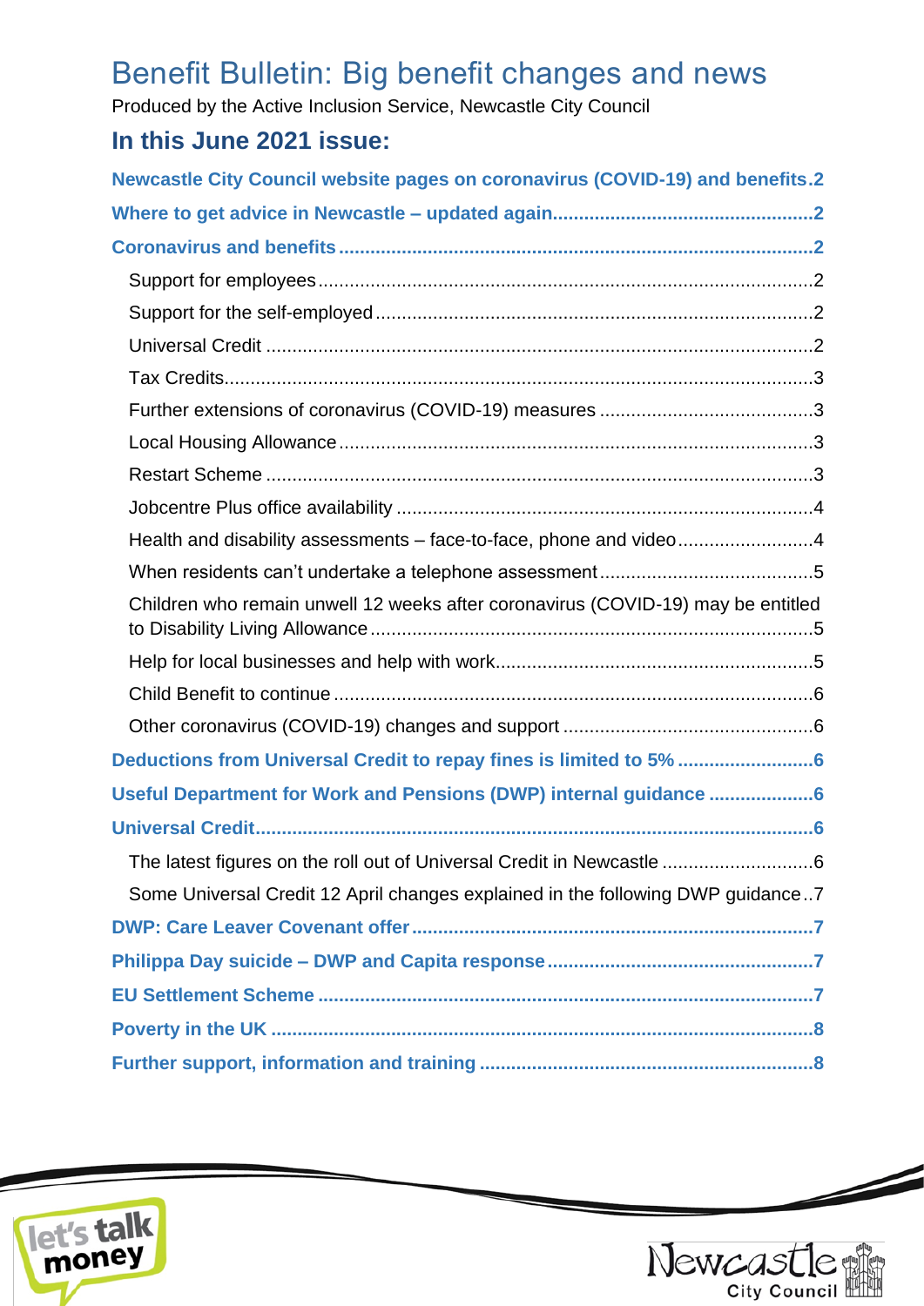# Benefit Bulletin: Big benefit changes and news

Produced by the Active Inclusion Service, Newcastle City Council

## In this June 2021 issue:

**Newcastle City Council website pages on coronavirus (COVID-19) and benefits** .2

**Where to get advice in Newcastle – updated again** .2

**Coronavirus and benefits** .2

- Support for employees .2
- Support for the self-employed .2
- Universal Credit .2
- Tax Credits .3
- Further extensions of coronavirus (COVID-19) measures .3
- Local Housing Allowance .3
- Restart Scheme .3
- Jobcentre Plus office availability .4
- Health and disability assessments – face-to-face, phone and video .4
- When residents can't undertake a telephone assessment .5
- Children who remain unwell 12 weeks after coronavirus (COVID-19) may be entitled to Disability Living Allowance .5
- Help for local businesses and help with work .5
- Child Benefit to continue .6
- Other coronavirus (COVID-19) changes and support .6

**Deductions from Universal Credit to repay fines is limited to 5%** .6

**Useful Department for Work and Pensions (DWP) internal guidance** .6

**Universal Credit** .6

- The latest figures on the roll out of Universal Credit in Newcastle .6
- Some Universal Credit 12 April changes explained in the following DWP guidance .7

**DWP: Care Leaver Covenant offer** .7

**Philippa Day suicide – DWP and Capita response** .7

**EU Settlement Scheme** .7

**Poverty in the UK** .8

**Further support, information and training** .8

let's talk money

Newcastle City Council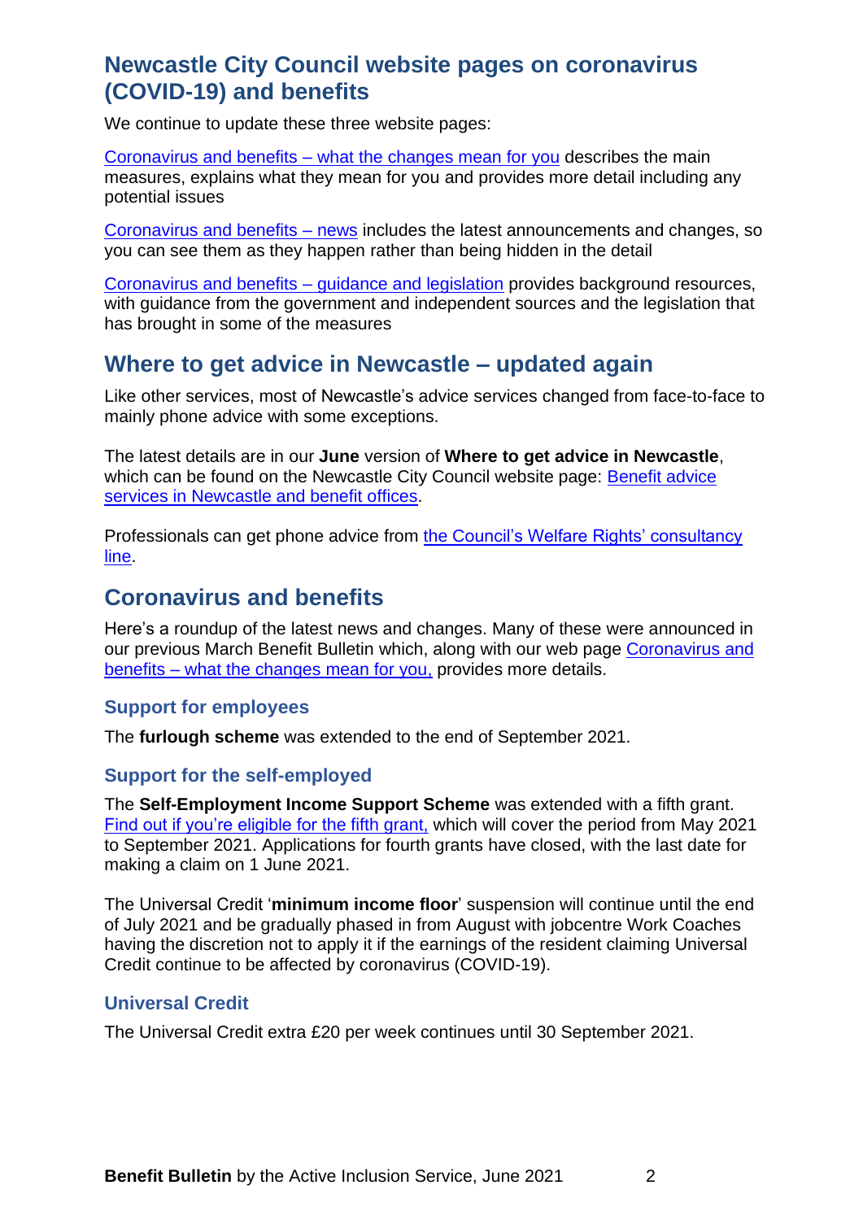## Newcastle City Council website pages on coronavirus (COVID-19) and benefits

We continue to update these three website pages:

Coronavirus and benefits – what the changes mean for you describes the main measures, explains what they mean for you and provides more detail including any potential issues

Coronavirus and benefits – news includes the latest announcements and changes, so you can see them as they happen rather than being hidden in the detail

Coronavirus and benefits – guidance and legislation provides background resources, with guidance from the government and independent sources and the legislation that has brought in some of the measures

## Where to get advice in Newcastle – updated again

Like other services, most of Newcastle's advice services changed from face-to-face to mainly phone advice with some exceptions.

The latest details are in our **June** version of **Where to get advice in Newcastle**, which can be found on the Newcastle City Council website page: Benefit advice services in Newcastle and benefit offices.

Professionals can get phone advice from the Council's Welfare Rights' consultancy line.

## Coronavirus and benefits

Here's a roundup of the latest news and changes. Many of these were announced in our previous March Benefit Bulletin which, along with our web page Coronavirus and benefits – what the changes mean for you, provides more details.

### Support for employees

The **furlough scheme** was extended to the end of September 2021.

### Support for the self-employed

The **Self-Employment Income Support Scheme** was extended with a fifth grant. Find out if you're eligible for the fifth grant, which will cover the period from May 2021 to September 2021. Applications for fourth grants have closed, with the last date for making a claim on 1 June 2021.

The Universal Credit '**minimum income floor**' suspension will continue until the end of July 2021 and be gradually phased in from August with jobcentre Work Coaches having the discretion not to apply it if the earnings of the resident claiming Universal Credit continue to be affected by coronavirus (COVID-19).

### Universal Credit

The Universal Credit extra £20 per week continues until 30 September 2021.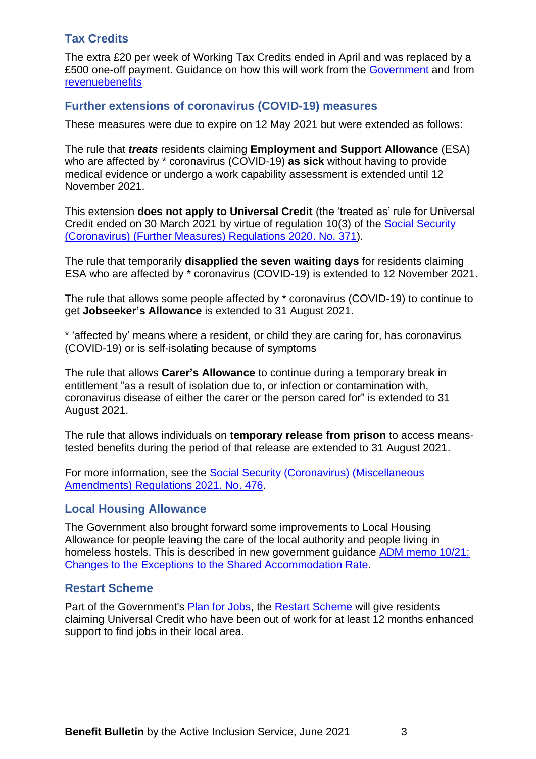## Tax Credits

The extra £20 per week of Working Tax Credits ended in April and was replaced by a £500 one-off payment. Guidance on how this will work from the [Government](#) and from [revenuebenefits](#)

## Further extensions of coronavirus (COVID-19) measures

These measures were due to expire on 12 May 2021 but were extended as follows:

The rule that ***treats*** residents claiming **Employment and Support Allowance** (ESA) who are affected by * coronavirus (COVID-19) **as sick** without having to provide medical evidence or undergo a work capability assessment is extended until 12 November 2021.

This extension **does not apply to Universal Credit** (the 'treated as' rule for Universal Credit ended on 30 March 2021 by virtue of regulation 10(3) of the [Social Security (Coronavirus) (Further Measures) Regulations 2020. No. 371](#)).

The rule that temporarily **disapplied the seven waiting days** for residents claiming ESA who are affected by * coronavirus (COVID-19) is extended to 12 November 2021.

The rule that allows some people affected by * coronavirus (COVID-19) to continue to get **Jobseeker's Allowance** is extended to 31 August 2021.

* 'affected by' means where a resident, or child they are caring for, has coronavirus (COVID-19) or is self-isolating because of symptoms

The rule that allows **Carer's Allowance** to continue during a temporary break in entitlement "as a result of isolation due to, or infection or contamination with, coronavirus disease of either the carer or the person cared for" is extended to 31 August 2021.

The rule that allows individuals on **temporary release from prison** to access means-tested benefits during the period of that release are extended to 31 August 2021.

For more information, see the [Social Security (Coronavirus) (Miscellaneous Amendments) Regulations 2021. No. 476](#).

## Local Housing Allowance

The Government also brought forward some improvements to Local Housing Allowance for people leaving the care of the local authority and people living in homeless hostels. This is described in new government guidance [ADM memo 10/21: Changes to the Exceptions to the Shared Accommodation Rate](#).

## Restart Scheme

Part of the Government's [Plan for Jobs](#), the [Restart Scheme](#) will give residents claiming Universal Credit who have been out of work for at least 12 months enhanced support to find jobs in their local area.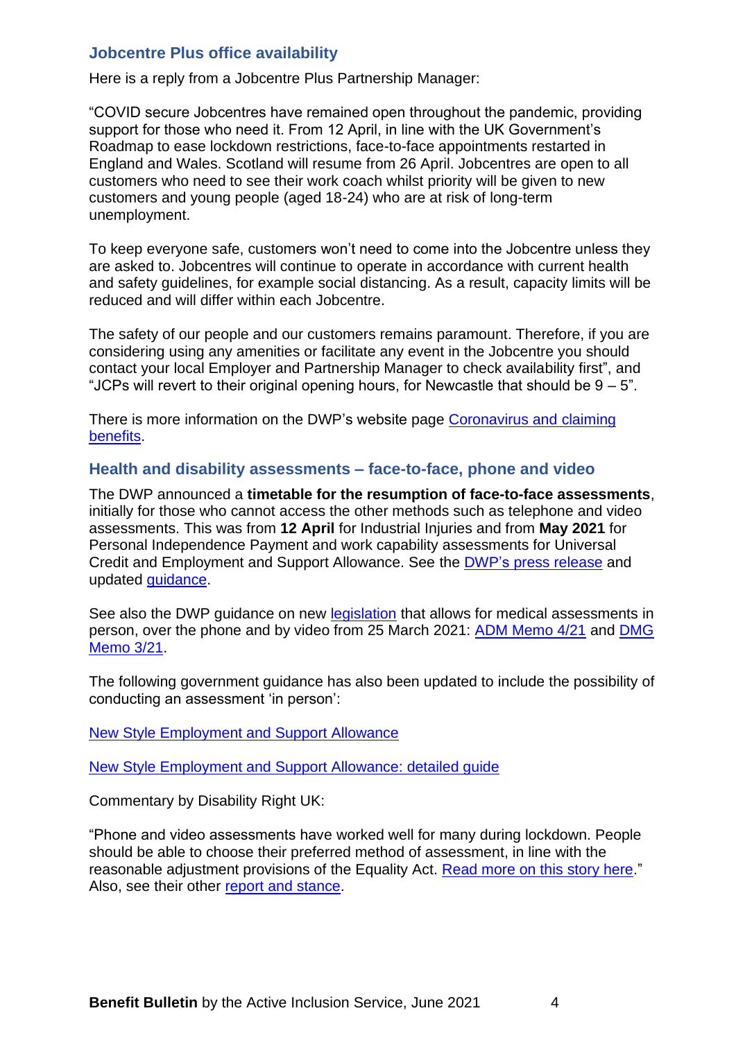## Jobcentre Plus office availability

Here is a reply from a Jobcentre Plus Partnership Manager:

"COVID secure Jobcentres have remained open throughout the pandemic, providing support for those who need it. From 12 April, in line with the UK Government's Roadmap to ease lockdown restrictions, face-to-face appointments restarted in England and Wales. Scotland will resume from 26 April. Jobcentres are open to all customers who need to see their work coach whilst priority will be given to new customers and young people (aged 18-24) who are at risk of long-term unemployment.

To keep everyone safe, customers won't need to come into the Jobcentre unless they are asked to. Jobcentres will continue to operate in accordance with current health and safety guidelines, for example social distancing. As a result, capacity limits will be reduced and will differ within each Jobcentre.

The safety of our people and our customers remains paramount. Therefore, if you are considering using any amenities or facilitate any event in the Jobcentre you should contact your local Employer and Partnership Manager to check availability first", and "JCPs will revert to their original opening hours, for Newcastle that should be 9 – 5".

There is more information on the DWP's website page Coronavirus and claiming benefits.

## Health and disability assessments – face-to-face, phone and video

The DWP announced a **timetable for the resumption of face-to-face assessments**, initially for those who cannot access the other methods such as telephone and video assessments. This was from **12 April** for Industrial Injuries and from **May 2021** for Personal Independence Payment and work capability assessments for Universal Credit and Employment and Support Allowance. See the DWP's press release and updated guidance.

See also the DWP guidance on new legislation that allows for medical assessments in person, over the phone and by video from 25 March 2021: ADM Memo 4/21 and DMG Memo 3/21.

The following government guidance has also been updated to include the possibility of conducting an assessment 'in person':

New Style Employment and Support Allowance

New Style Employment and Support Allowance: detailed guide

Commentary by Disability Right UK:

"Phone and video assessments have worked well for many during lockdown. People should be able to choose their preferred method of assessment, in line with the reasonable adjustment provisions of the Equality Act. Read more on this story here." Also, see their other report and stance.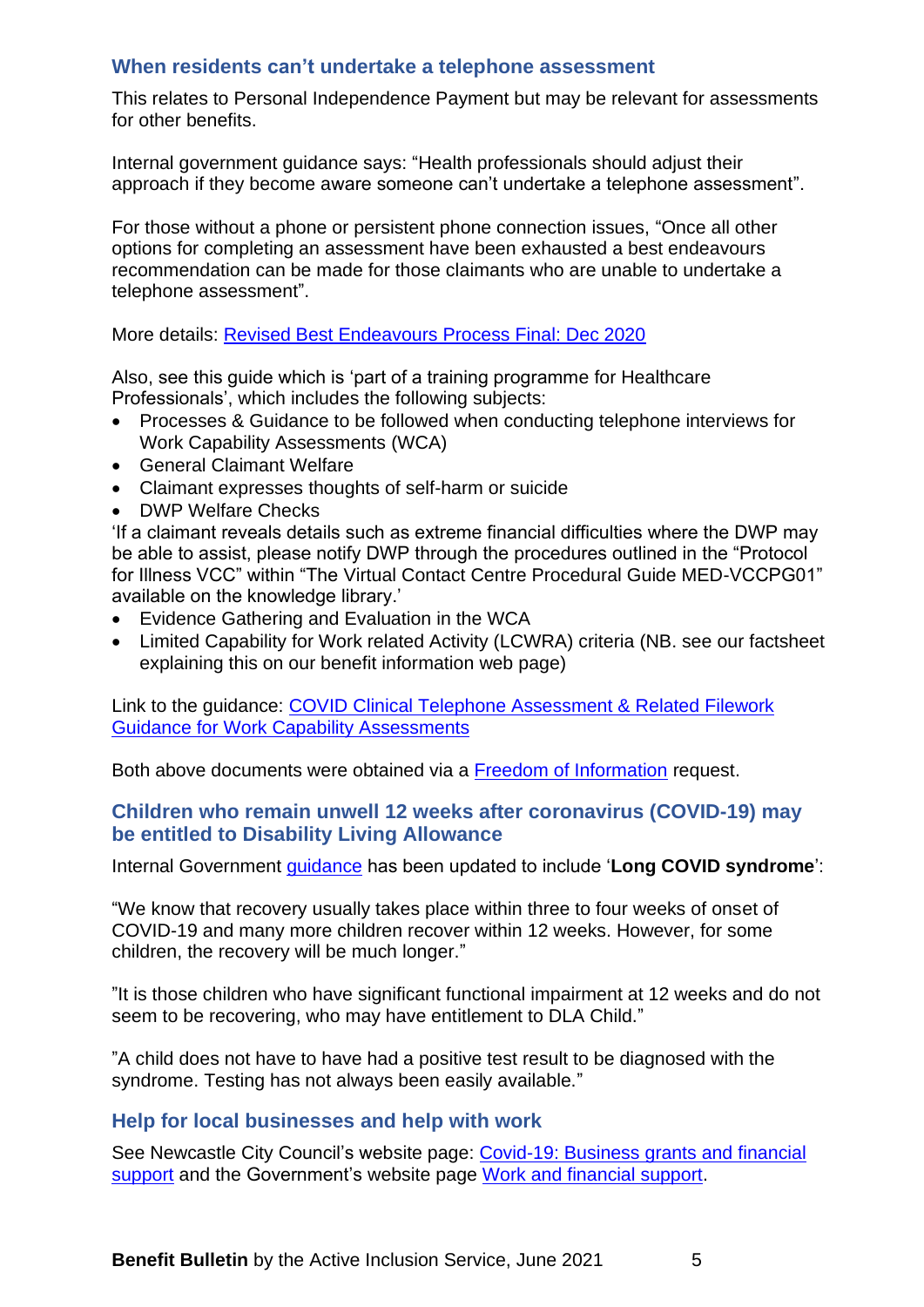## When residents can’t undertake a telephone assessment

This relates to Personal Independence Payment but may be relevant for assessments for other benefits.

Internal government guidance says: “Health professionals should adjust their approach if they become aware someone can’t undertake a telephone assessment”.

For those without a phone or persistent phone connection issues, “Once all other options for completing an assessment have been exhausted a best endeavours recommendation can be made for those claimants who are unable to undertake a telephone assessment”.

More details: Revised Best Endeavours Process Final: Dec 2020

Also, see this guide which is ‘part of a training programme for Healthcare Professionals’, which includes the following subjects:

- Processes & Guidance to be followed when conducting telephone interviews for Work Capability Assessments (WCA)
- General Claimant Welfare
- Claimant expresses thoughts of self-harm or suicide
- DWP Welfare Checks

‘If a claimant reveals details such as extreme financial difficulties where the DWP may be able to assist, please notify DWP through the procedures outlined in the “Protocol for Illness VCC” within “The Virtual Contact Centre Procedural Guide MED-VCCPG01” available on the knowledge library.’

- Evidence Gathering and Evaluation in the WCA
- Limited Capability for Work related Activity (LCWRA) criteria (NB. see our factsheet explaining this on our benefit information web page)

Link to the guidance: COVID Clinical Telephone Assessment & Related Filework Guidance for Work Capability Assessments

Both above documents were obtained via a Freedom of Information request.

## Children who remain unwell 12 weeks after coronavirus (COVID-19) may be entitled to Disability Living Allowance

Internal Government guidance has been updated to include ‘**Long COVID syndrome**’:

“We know that recovery usually takes place within three to four weeks of onset of COVID-19 and many more children recover within 12 weeks. However, for some children, the recovery will be much longer.”

”It is those children who have significant functional impairment at 12 weeks and do not seem to be recovering, who may have entitlement to DLA Child.”

”A child does not have to have had a positive test result to be diagnosed with the syndrome. Testing has not always been easily available.”

## Help for local businesses and help with work

See Newcastle City Council’s website page: Covid-19: Business grants and financial support and the Government’s website page Work and financial support.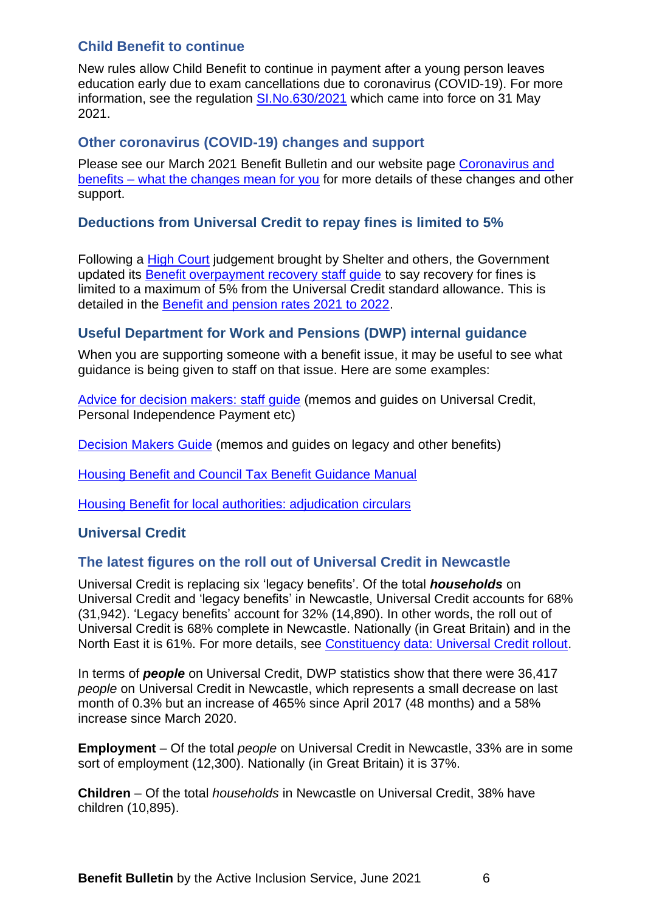## Child Benefit to continue

New rules allow Child Benefit to continue in payment after a young person leaves education early due to exam cancellations due to coronavirus (COVID-19). For more information, see the regulation SI.No.630/2021 which came into force on 31 May 2021.

## Other coronavirus (COVID-19) changes and support

Please see our March 2021 Benefit Bulletin and our website page Coronavirus and benefits – what the changes mean for you for more details of these changes and other support.

## Deductions from Universal Credit to repay fines is limited to 5%

Following a High Court judgement brought by Shelter and others, the Government updated its Benefit overpayment recovery staff guide to say recovery for fines is limited to a maximum of 5% from the Universal Credit standard allowance. This is detailed in the Benefit and pension rates 2021 to 2022.

## Useful Department for Work and Pensions (DWP) internal guidance

When you are supporting someone with a benefit issue, it may be useful to see what guidance is being given to staff on that issue. Here are some examples:

Advice for decision makers: staff guide (memos and guides on Universal Credit, Personal Independence Payment etc)

Decision Makers Guide (memos and guides on legacy and other benefits)

Housing Benefit and Council Tax Benefit Guidance Manual

Housing Benefit for local authorities: adjudication circulars

## Universal Credit

## The latest figures on the roll out of Universal Credit in Newcastle

Universal Credit is replacing six 'legacy benefits'. Of the total ***households*** on Universal Credit and 'legacy benefits' in Newcastle, Universal Credit accounts for 68% (31,942). 'Legacy benefits' account for 32% (14,890). In other words, the roll out of Universal Credit is 68% complete in Newcastle. Nationally (in Great Britain) and in the North East it is 61%. For more details, see Constituency data: Universal Credit rollout.

In terms of ***people*** on Universal Credit, DWP statistics show that there were 36,417 *people* on Universal Credit in Newcastle, which represents a small decrease on last month of 0.3% but an increase of 465% since April 2017 (48 months) and a 58% increase since March 2020.

**Employment** – Of the total *people* on Universal Credit in Newcastle, 33% are in some sort of employment (12,300). Nationally (in Great Britain) it is 37%.

**Children** – Of the total *households* in Newcastle on Universal Credit, 38% have children (10,895).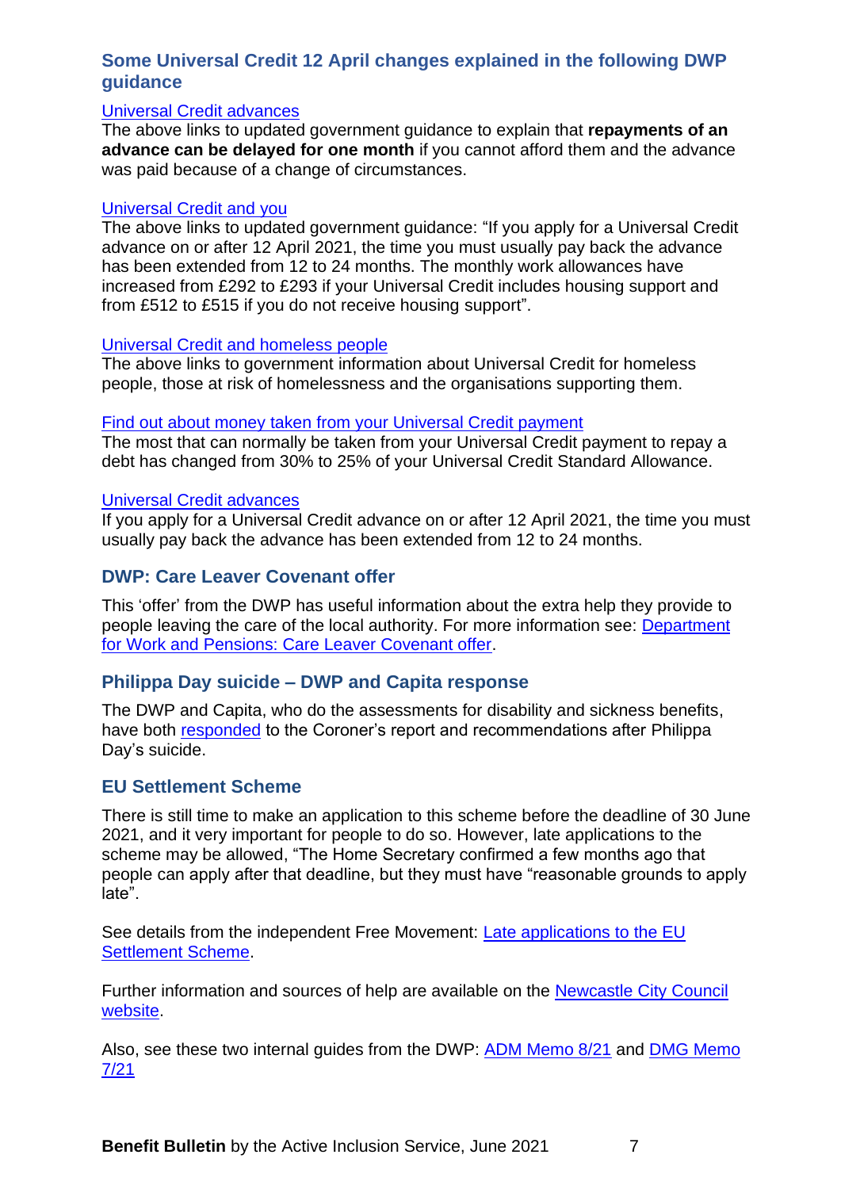## Some Universal Credit 12 April changes explained in the following DWP guidance

Universal Credit advances
The above links to updated government guidance to explain that **repayments of an advance can be delayed for one month** if you cannot afford them and the advance was paid because of a change of circumstances.

Universal Credit and you
The above links to updated government guidance: "If you apply for a Universal Credit advance on or after 12 April 2021, the time you must usually pay back the advance has been extended from 12 to 24 months. The monthly work allowances have increased from £292 to £293 if your Universal Credit includes housing support and from £512 to £515 if you do not receive housing support".

Universal Credit and homeless people
The above links to government information about Universal Credit for homeless people, those at risk of homelessness and the organisations supporting them.

Find out about money taken from your Universal Credit payment
The most that can normally be taken from your Universal Credit payment to repay a debt has changed from 30% to 25% of your Universal Credit Standard Allowance.

Universal Credit advances
If you apply for a Universal Credit advance on or after 12 April 2021, the time you must usually pay back the advance has been extended from 12 to 24 months.

## DWP: Care Leaver Covenant offer

This 'offer' from the DWP has useful information about the extra help they provide to people leaving the care of the local authority. For more information see: Department for Work and Pensions: Care Leaver Covenant offer.

## Philippa Day suicide – DWP and Capita response

The DWP and Capita, who do the assessments for disability and sickness benefits, have both responded to the Coroner's report and recommendations after Philippa Day's suicide.

## EU Settlement Scheme

There is still time to make an application to this scheme before the deadline of 30 June 2021, and it very important for people to do so. However, late applications to the scheme may be allowed, "The Home Secretary confirmed a few months ago that people can apply after that deadline, but they must have "reasonable grounds to apply late".

See details from the independent Free Movement: Late applications to the EU Settlement Scheme.

Further information and sources of help are available on the Newcastle City Council website.

Also, see these two internal guides from the DWP: ADM Memo 8/21 and DMG Memo 7/21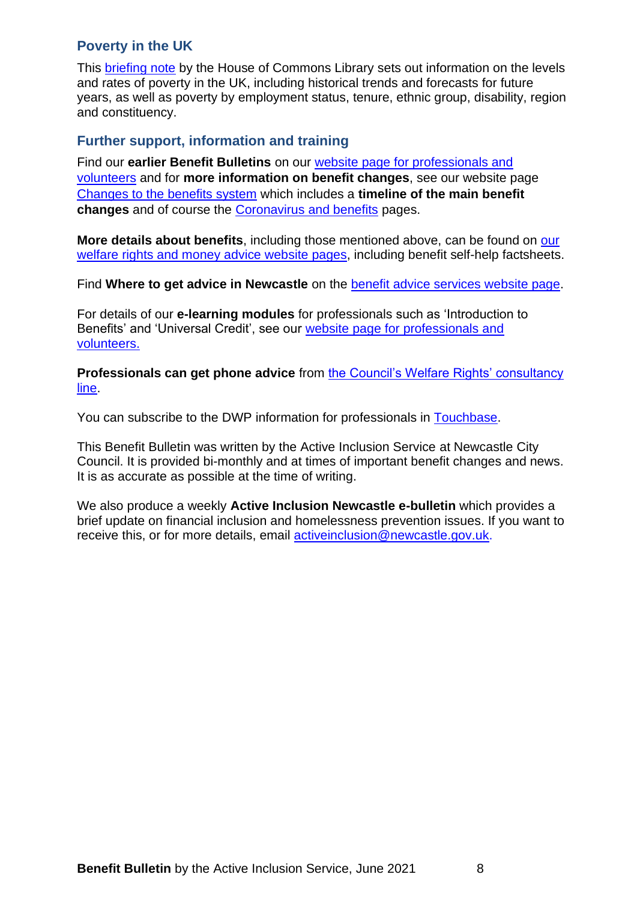## Poverty in the UK

This briefing note by the House of Commons Library sets out information on the levels and rates of poverty in the UK, including historical trends and forecasts for future years, as well as poverty by employment status, tenure, ethnic group, disability, region and constituency.

## Further support, information and training

Find our **earlier Benefit Bulletins** on our website page for professionals and volunteers and for **more information on benefit changes**, see our website page Changes to the benefits system which includes a **timeline of the main benefit changes** and of course the Coronavirus and benefits pages.

**More details about benefits**, including those mentioned above, can be found on our welfare rights and money advice website pages, including benefit self-help factsheets.

Find **Where to get advice in Newcastle** on the benefit advice services website page.

For details of our **e-learning modules** for professionals such as 'Introduction to Benefits' and 'Universal Credit', see our website page for professionals and volunteers.

**Professionals can get phone advice** from the Council's Welfare Rights' consultancy line.

You can subscribe to the DWP information for professionals in Touchbase.

This Benefit Bulletin was written by the Active Inclusion Service at Newcastle City Council. It is provided bi-monthly and at times of important benefit changes and news. It is as accurate as possible at the time of writing.

We also produce a weekly **Active Inclusion Newcastle e-bulletin** which provides a brief update on financial inclusion and homelessness prevention issues. If you want to receive this, or for more details, email activeinclusion@newcastle.gov.uk.